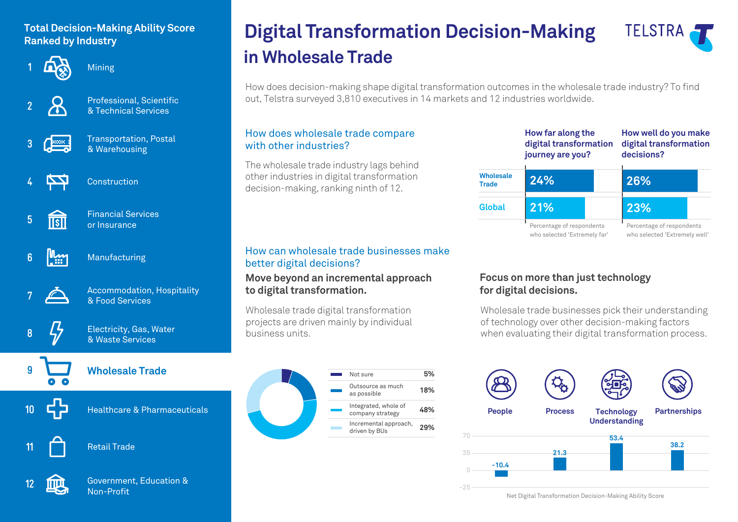# Digital Transformation Decision-Making in Wholesale Trade

TELSTRA

How does decision-making shape digital transformation outcomes in the wholesale trade industry? To find out, Telstra surveyed 3,810 executives in 14 markets and 12 industries worldwide.

## Total Decision-Making Ability Score Ranked by Industry

1. Mining
2. Professional, Scientific & Technical Services
3. Transportation, Postal & Warehousing
4. Construction
5. Financial Services or Insurance
6. Manufacturing
7. Accommodation, Hospitality & Food Services
8. Electricity, Gas, Water & Waste Services
9. **Wholesale Trade**
10. Healthcare & Pharmaceuticals
11. Retail Trade
12. Government, Education & Non-Profit

## How does wholesale trade compare with other industries?

The wholesale trade industry lags behind other industries in digital transformation decision-making, ranking ninth of 12.

| | How far along the digital transformation journey are you? | How well do you make digital transformation decisions? |
|---|---|---|
| Wholesale Trade | 24% | 26% |
| Global | 21% | 23% |
| | Percentage of respondents who selected 'Extremely far' | Percentage of respondents who selected 'Extremely well' |

## How can wholesale trade businesses make better digital decisions?

### Move beyond an incremental approach to digital transformation.

Wholesale trade digital transformation projects are driven mainly by individual business units.

| Approach | % |
|---|---|
| Not sure | 5% |
| Outsource as much as possible | 18% |
| Integrated, whole of company strategy | 48% |
| Incremental approach, driven by BUs | 29% |

### Focus on more than just technology for digital decisions.

Wholesale trade businesses pick their understanding of technology over other decision-making factors when evaluating their digital transformation process.

| Factor | Net Digital Transformation Decision-Making Ability Score |
|---|---|
| People | -10.4 |
| Process | 21.3 |
| Technology Understanding | 53.4 |
| Partnerships | 38.2 |

Net Digital Transformation Decision-Making Ability Score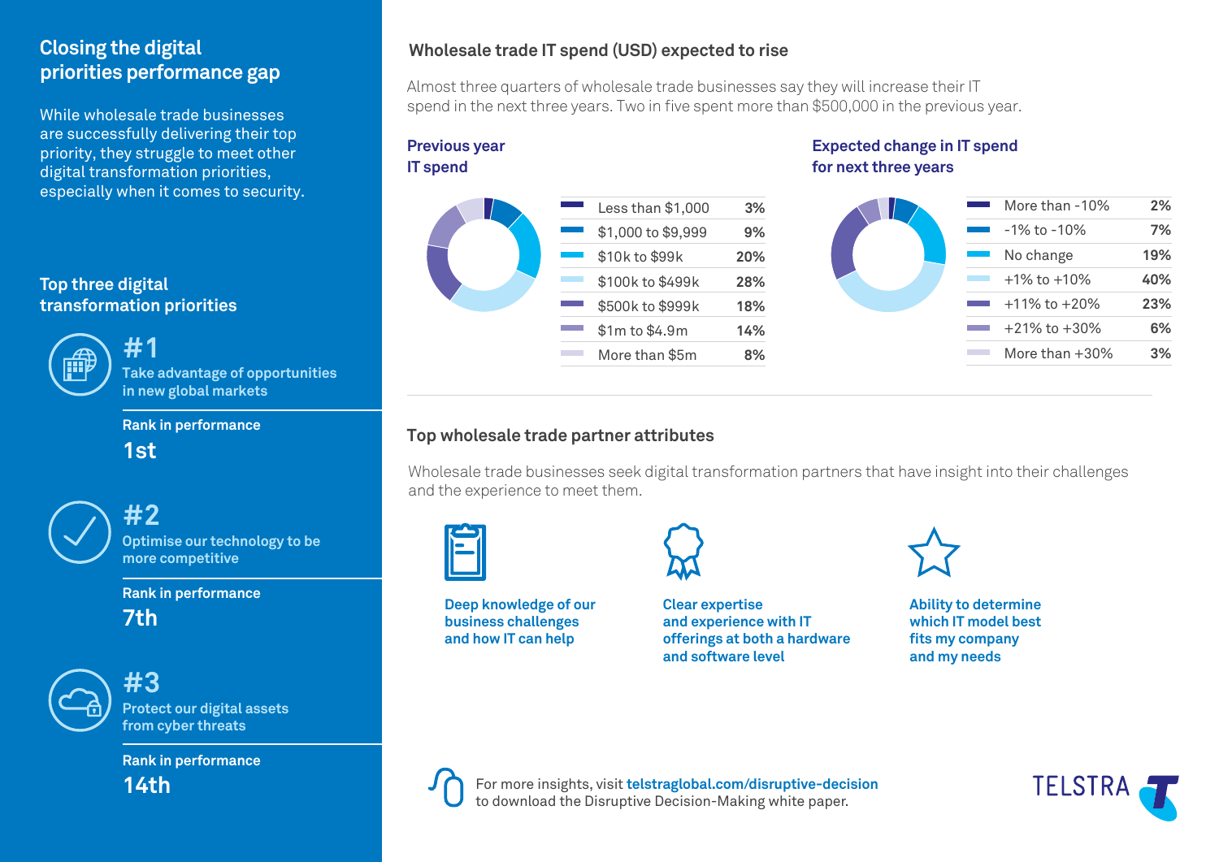## Closing the digital priorities performance gap

While wholesale trade businesses are successfully delivering their top priority, they struggle to meet other digital transformation priorities, especially when it comes to security.

### Top three digital transformation priorities

**#1**
Take advantage of opportunities in new global markets

Rank in performance
**1st**

**#2**
Optimise our technology to be more competitive

Rank in performance
**7th**

**#3**
Protect our digital assets from cyber threats

Rank in performance
**14th**

## Wholesale trade IT spend (USD) expected to rise

Almost three quarters of wholesale trade businesses say they will increase their IT spend in the next three years. Two in five spent more than $500,000 in the previous year.

### Previous year IT spend

Less than $1,000 3%
$1,000 to $9,999 9%
$10k to $99k 20%
$100k to $499k 28%
$500k to $999k 18%
$1m to $4.9m 14%
More than $5m 8%

### Expected change in IT spend for next three years

More than -10% 2%
-1% to -10% 7%
No change 19%
+1% to +10% 40%
+11% to +20% 23%
+21% to +30% 6%
More than +30% 3%

## Top wholesale trade partner attributes

Wholesale trade businesses seek digital transformation partners that have insight into their challenges and the experience to meet them.

**Deep knowledge of our business challenges and how IT can help**

**Clear expertise and experience with IT offerings at both a hardware and software level**

**Ability to determine which IT model best fits my company and my needs**

For more insights, visit **telstraglobal.com/disruptive-decision** to download the Disruptive Decision-Making white paper.

TELSTRA